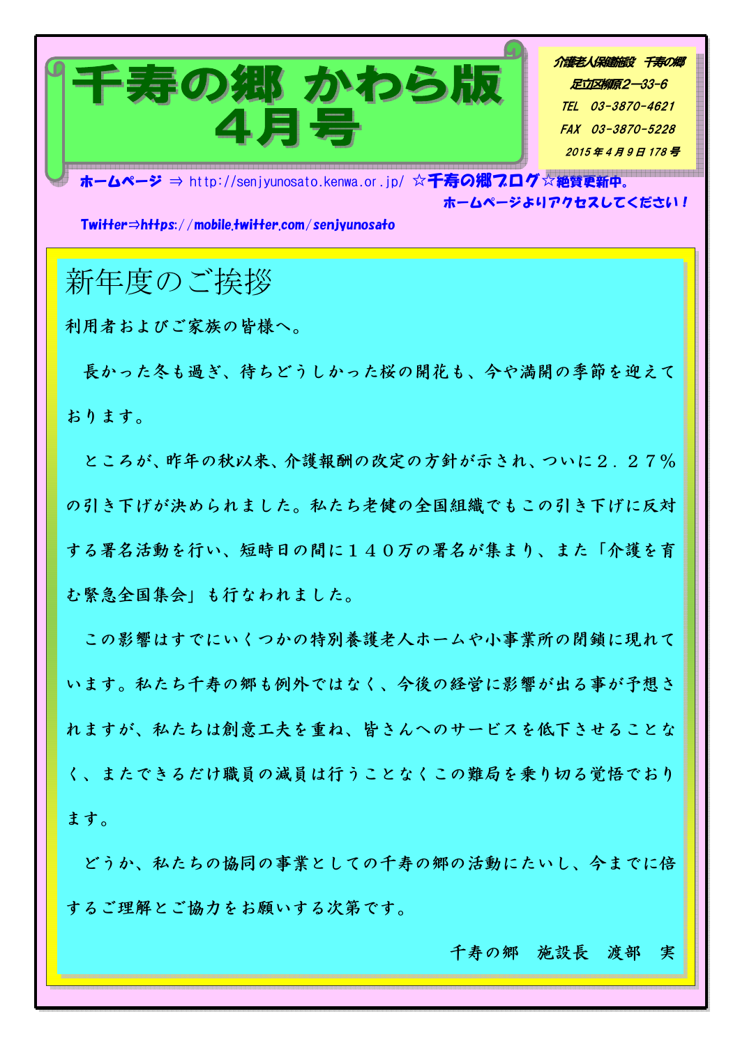# 千寿の郷 かわら版 4月号

介護老人保健施設　千寿の郷
足立区柳原2－33－6
TEL　03-3870-4621
FAX　03-3870-5228
2015年4月9日178号

**ホームページ** ⇒ http://senjyunosato.kenwa.or.jp/ ☆**千寿の郷ブログ**☆**絶賛更新中。**
**ホームページよりアクセスしてください！**

**Twitter⇒https://mobile.twitter.com/senjyunosato**

## 新年度のご挨拶

利用者およびご家族の皆様へ。

長かった冬も過ぎ、待ちどうしかった桜の開花も、今や満開の季節を迎えております。

ところが、昨年の秋以来、介護報酬の改定の方針が示され、ついに２．２７％の引き下げが決められました。私たち老健の全国組織でもこの引き下げに反対する署名活動を行い、短時日の間に１４０万の署名が集まり、また「介護を育む緊急全国集会」も行なわれました。

この影響はすでにいくつかの特別養護老人ホームや小事業所の閉鎖に現れています。私たち千寿の郷も例外ではなく、今後の経営に影響が出る事が予想されますが、私たちは創意工夫を重ね、皆さんへのサービスを低下させることなく、またできるだけ職員の減員は行うことなくこの難局を乗り切る覚悟でおります。

どうか、私たちの協同の事業としての千寿の郷の活動にたいし、今までに倍するご理解とご協力をお願いする次第です。

千寿の郷　施設長　渡部　実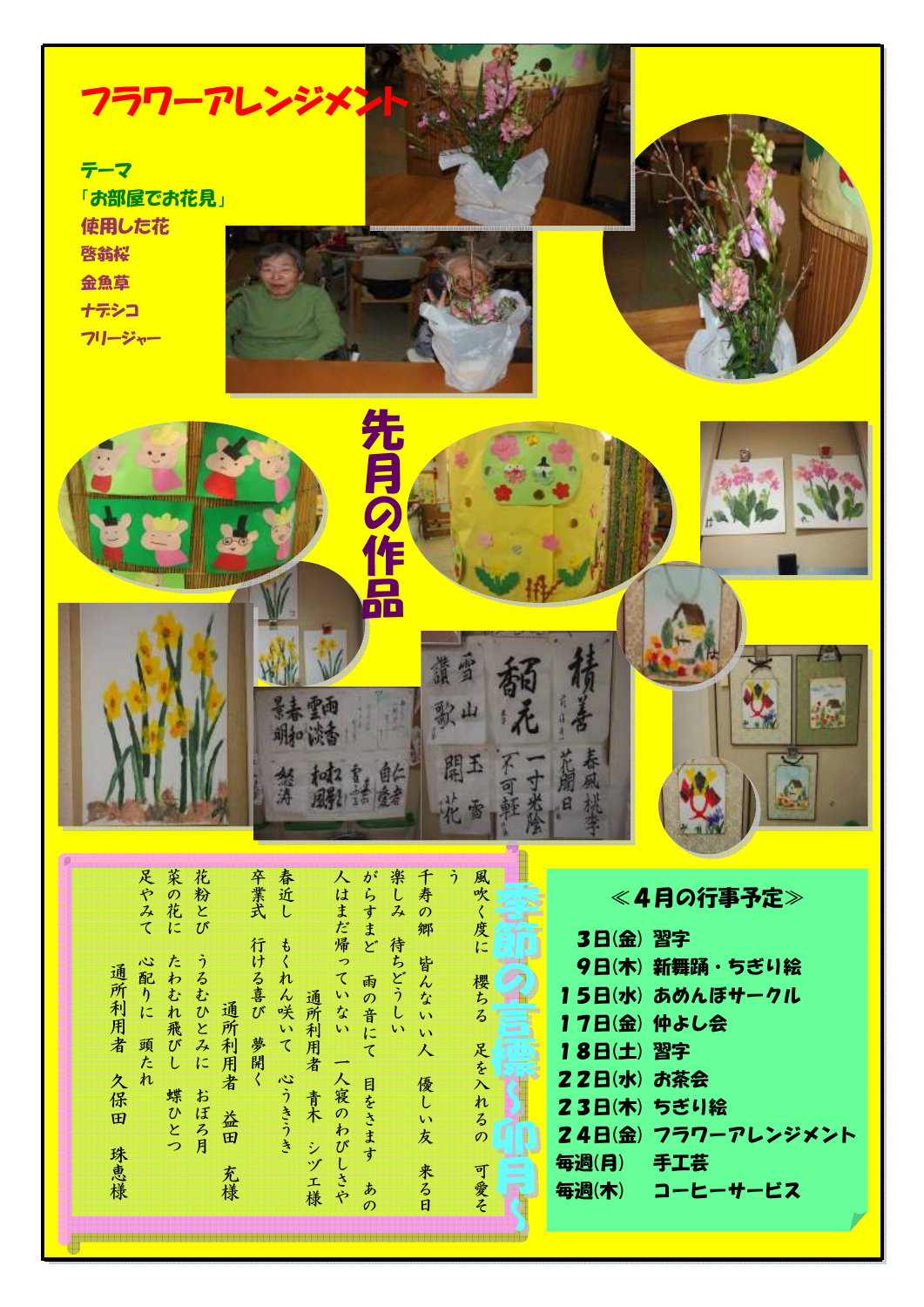# フラワーアレンジメント

テーマ
「お部屋でお花見」
使用した花
啓翁桜
金魚草
ナデシコ
フリージャー

## 先月の作品

## 季節の言標～卯月～

風吹く度に　櫻ちる　足を入れるの　可愛そう

千寿の郷　皆んないい人　優しい友　来る日　楽しみ　待ちどうしい

あの　がらすまど　雨の音にて　目をさます　人はまだ帰っていない　一人寝のわびしさや

通所利用者　青木　シヅエ様

春近し　もくれん咲いて　心うきうき　卒業式　行ける喜び　夢開く

通所利用者　益田　充様

花粉とび　うるむひとみに　おぼろ月　菜の花に　たわむれ飛びし　蝶ひとつ　足やみて　心配りに　頭たれ

通所利用者　久保田　珠恵様

## ≪4月の行事予定≫

- 3日(金)　習字
- 9日(木)　新舞踊・ちぎり絵
- 15日(水)　あめんぼサークル
- 17日(金)　仲よし会
- 18日(土)　習字
- 22日(水)　お茶会
- 23日(木)　ちぎり絵
- 24日(金)　フラワーアレンジメント
- 毎週(月)　手工芸
- 毎週(木)　コーヒーサービス